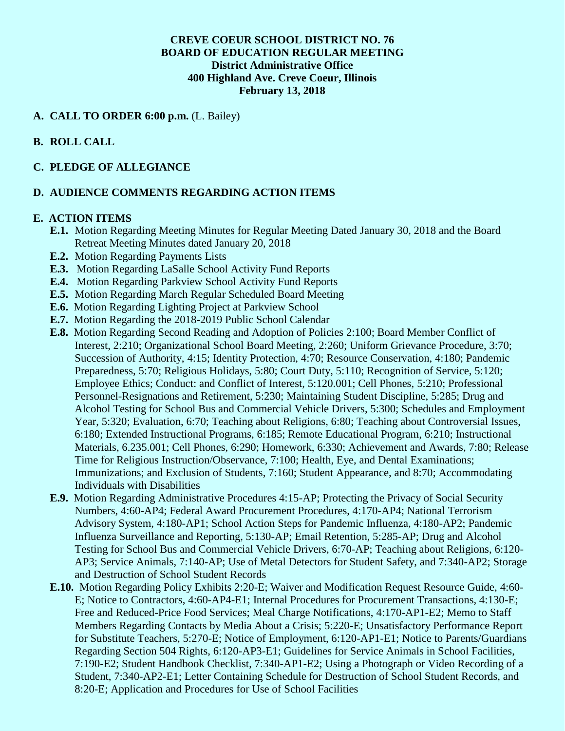**CREVE COEUR SCHOOL DISTRICT NO. 76**
**BOARD OF EDUCATION REGULAR MEETING**
**District Administrative Office**
**400 Highland Ave. Creve Coeur, Illinois**
**February 13, 2018**

**A. CALL TO ORDER 6:00 p.m.** (L. Bailey)

**B. ROLL CALL**

**C. PLEDGE OF ALLEGIANCE**

**D. AUDIENCE COMMENTS REGARDING ACTION ITEMS**

**E. ACTION ITEMS**

- **E.1.** Motion Regarding Meeting Minutes for Regular Meeting Dated January 30, 2018 and the Board Retreat Meeting Minutes dated January 20, 2018
- **E.2.** Motion Regarding Payments Lists
- **E.3.** Motion Regarding LaSalle School Activity Fund Reports
- **E.4.** Motion Regarding Parkview School Activity Fund Reports
- **E.5.** Motion Regarding March Regular Scheduled Board Meeting
- **E.6.** Motion Regarding Lighting Project at Parkview School
- **E.7.** Motion Regarding the 2018-2019 Public School Calendar
- **E.8.** Motion Regarding Second Reading and Adoption of Policies 2:100; Board Member Conflict of Interest, 2:210; Organizational School Board Meeting, 2:260; Uniform Grievance Procedure, 3:70; Succession of Authority, 4:15; Identity Protection, 4:70; Resource Conservation, 4:180; Pandemic Preparedness, 5:70; Religious Holidays, 5:80; Court Duty, 5:110; Recognition of Service, 5:120; Employee Ethics; Conduct: and Conflict of Interest, 5:120.001; Cell Phones, 5:210; Professional Personnel-Resignations and Retirement, 5:230; Maintaining Student Discipline, 5:285; Drug and Alcohol Testing for School Bus and Commercial Vehicle Drivers, 5:300; Schedules and Employment Year, 5:320; Evaluation, 6:70; Teaching about Religions, 6:80; Teaching about Controversial Issues, 6:180; Extended Instructional Programs, 6:185; Remote Educational Program, 6:210; Instructional Materials, 6.235.001; Cell Phones, 6:290; Homework, 6:330; Achievement and Awards, 7:80; Release Time for Religious Instruction/Observance, 7:100; Health, Eye, and Dental Examinations; Immunizations; and Exclusion of Students, 7:160; Student Appearance, and 8:70; Accommodating Individuals with Disabilities
- **E.9.** Motion Regarding Administrative Procedures 4:15-AP; Protecting the Privacy of Social Security Numbers, 4:60-AP4; Federal Award Procurement Procedures, 4:170-AP4; National Terrorism Advisory System, 4:180-AP1; School Action Steps for Pandemic Influenza, 4:180-AP2; Pandemic Influenza Surveillance and Reporting, 5:130-AP; Email Retention, 5:285-AP; Drug and Alcohol Testing for School Bus and Commercial Vehicle Drivers, 6:70-AP; Teaching about Religions, 6:120-AP3; Service Animals, 7:140-AP; Use of Metal Detectors for Student Safety, and 7:340-AP2; Storage and Destruction of School Student Records
- **E.10.** Motion Regarding Policy Exhibits 2:20-E; Waiver and Modification Request Resource Guide, 4:60-E; Notice to Contractors, 4:60-AP4-E1; Internal Procedures for Procurement Transactions, 4:130-E; Free and Reduced-Price Food Services; Meal Charge Notifications, 4:170-AP1-E2; Memo to Staff Members Regarding Contacts by Media About a Crisis; 5:220-E; Unsatisfactory Performance Report for Substitute Teachers, 5:270-E; Notice of Employment, 6:120-AP1-E1; Notice to Parents/Guardians Regarding Section 504 Rights, 6:120-AP3-E1; Guidelines for Service Animals in School Facilities, 7:190-E2; Student Handbook Checklist, 7:340-AP1-E2; Using a Photograph or Video Recording of a Student, 7:340-AP2-E1; Letter Containing Schedule for Destruction of School Student Records, and 8:20-E; Application and Procedures for Use of School Facilities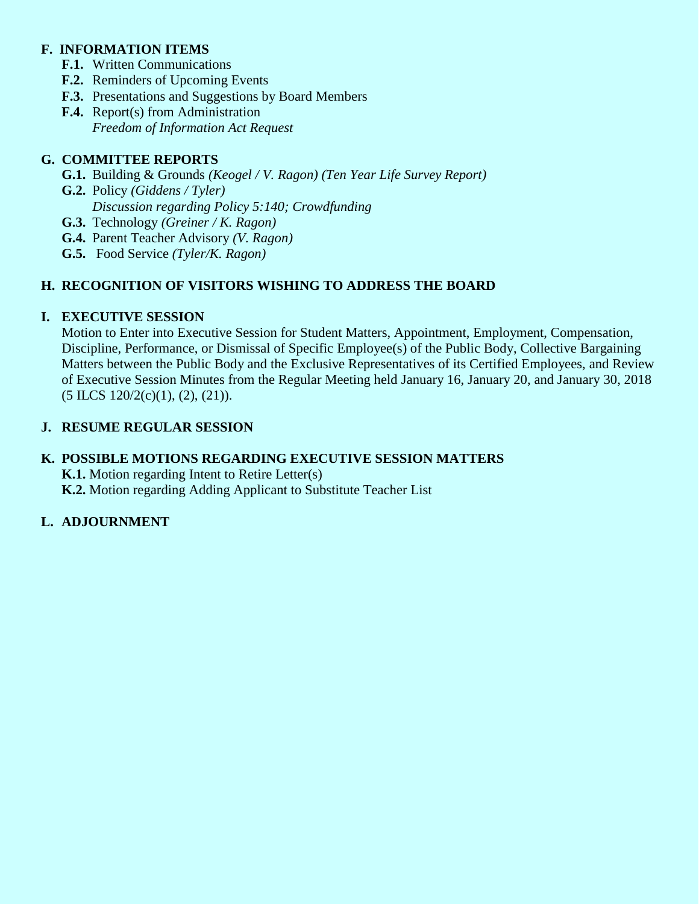## F. INFORMATION ITEMS

- **F.1.** Written Communications
- **F.2.** Reminders of Upcoming Events
- **F.3.** Presentations and Suggestions by Board Members
- **F.4.** Report(s) from Administration
  *Freedom of Information Act Request*

## G. COMMITTEE REPORTS

- **G.1.** Building & Grounds *(Keogel / V. Ragon) (Ten Year Life Survey Report)*
- **G.2.** Policy *(Giddens / Tyler)*
  *Discussion regarding Policy 5:140; Crowdfunding*
- **G.3.** Technology *(Greiner / K. Ragon)*
- **G.4.** Parent Teacher Advisory *(V. Ragon)*
- **G.5.** Food Service *(Tyler/K. Ragon)*

## H. RECOGNITION OF VISITORS WISHING TO ADDRESS THE BOARD

## I. EXECUTIVE SESSION

Motion to Enter into Executive Session for Student Matters, Appointment, Employment, Compensation, Discipline, Performance, or Dismissal of Specific Employee(s) of the Public Body, Collective Bargaining Matters between the Public Body and the Exclusive Representatives of its Certified Employees, and Review of Executive Session Minutes from the Regular Meeting held January 16, January 20, and January 30, 2018 (5 ILCS 120/2(c)(1), (2), (21)).

## J. RESUME REGULAR SESSION

## K. POSSIBLE MOTIONS REGARDING EXECUTIVE SESSION MATTERS

- **K.1.** Motion regarding Intent to Retire Letter(s)
- **K.2.** Motion regarding Adding Applicant to Substitute Teacher List

## L. ADJOURNMENT